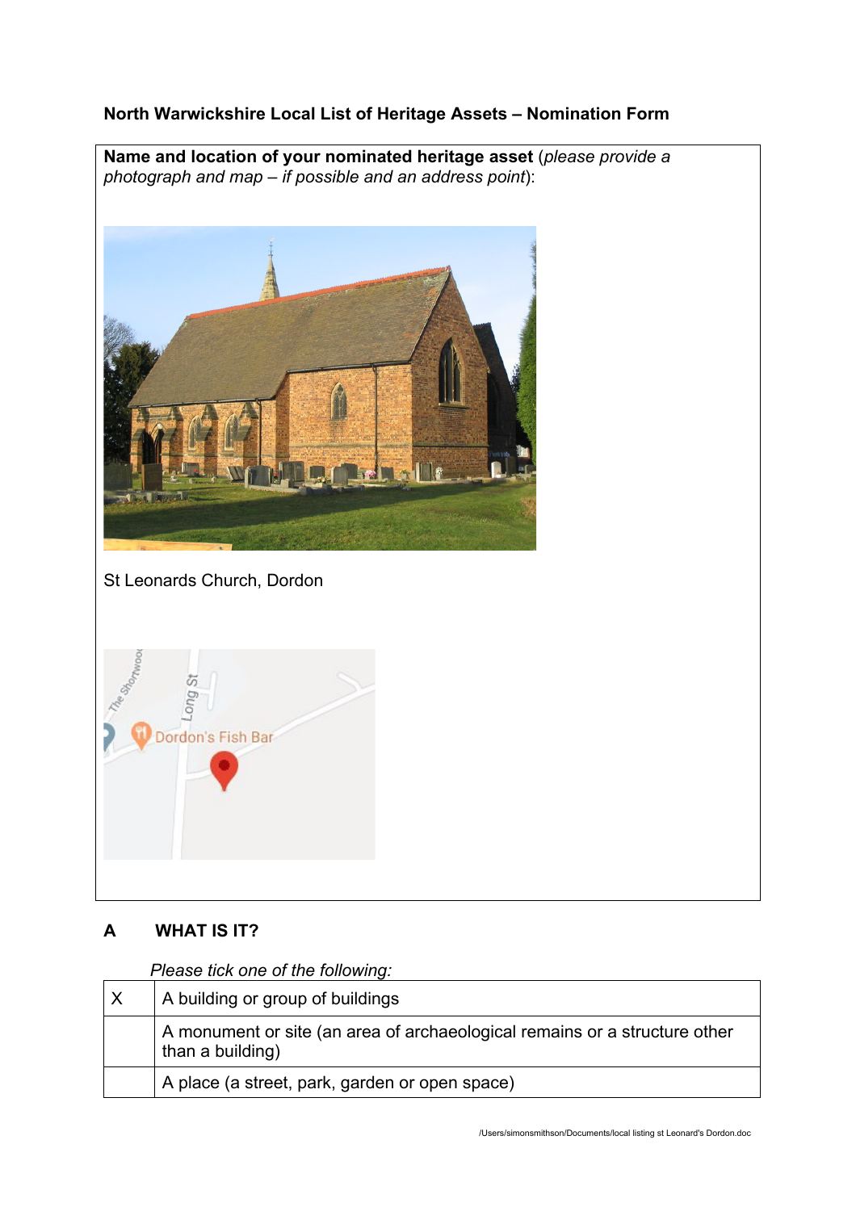**North Warwickshire Local List of Heritage Assets – Nomination Form**

**Name and location of your nominated heritage asset** (*please provide a photograph and map – if possible and an address point*):

St Leonards Church, Dordon

## A WHAT IS IT?

*Please tick one of the following:*

| | |
|---|---|
| X | A building or group of buildings |
| | A monument or site (an area of archaeological remains or a structure other than a building) |
| | A place (a street, park, garden or open space) |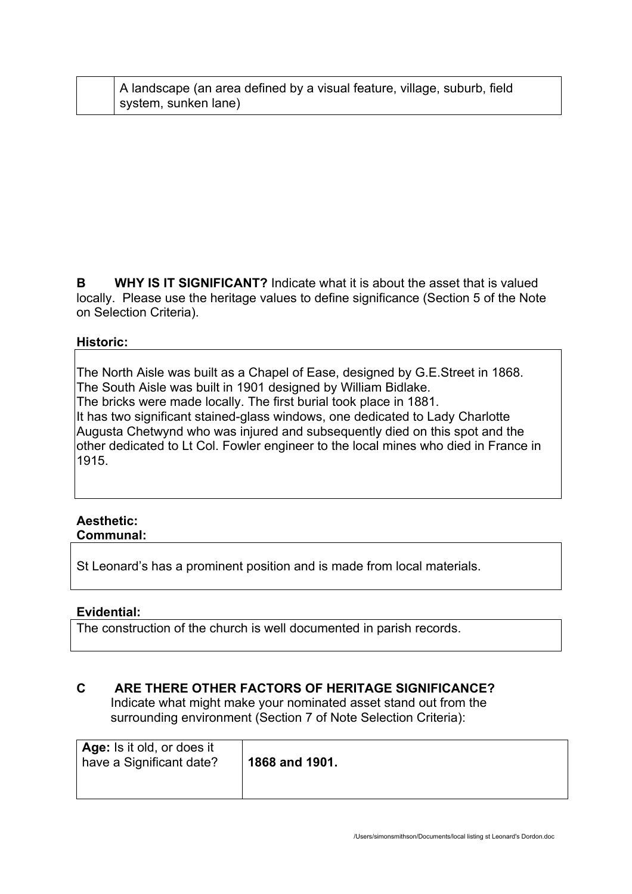|  | A landscape (an area defined by a visual feature, village, suburb, field system, sunken lane) |
|---|---|

**B WHY IS IT SIGNIFICANT?** Indicate what it is about the asset that is valued locally. Please use the heritage values to define significance (Section 5 of the Note on Selection Criteria).

**Historic:**

The North Aisle was built as a Chapel of Ease, designed by G.E.Street in 1868.
The South Aisle was built in 1901 designed by William Bidlake.
The bricks were made locally. The first burial took place in 1881.
It has two significant stained-glass windows, one dedicated to Lady Charlotte Augusta Chetwynd who was injured and subsequently died on this spot and the other dedicated to Lt Col. Fowler engineer to the local mines who died in France in 1915.

**Aesthetic:**
**Communal:**

St Leonard's has a prominent position and is made from local materials.

**Evidential:**

The construction of the church is well documented in parish records.

**C ARE THERE OTHER FACTORS OF HERITAGE SIGNIFICANCE?**
Indicate what might make your nominated asset stand out from the surrounding environment (Section 7 of Note Selection Criteria):

| **Age:** Is it old, or does it have a Significant date? | **1868 and 1901.** |
|---|---|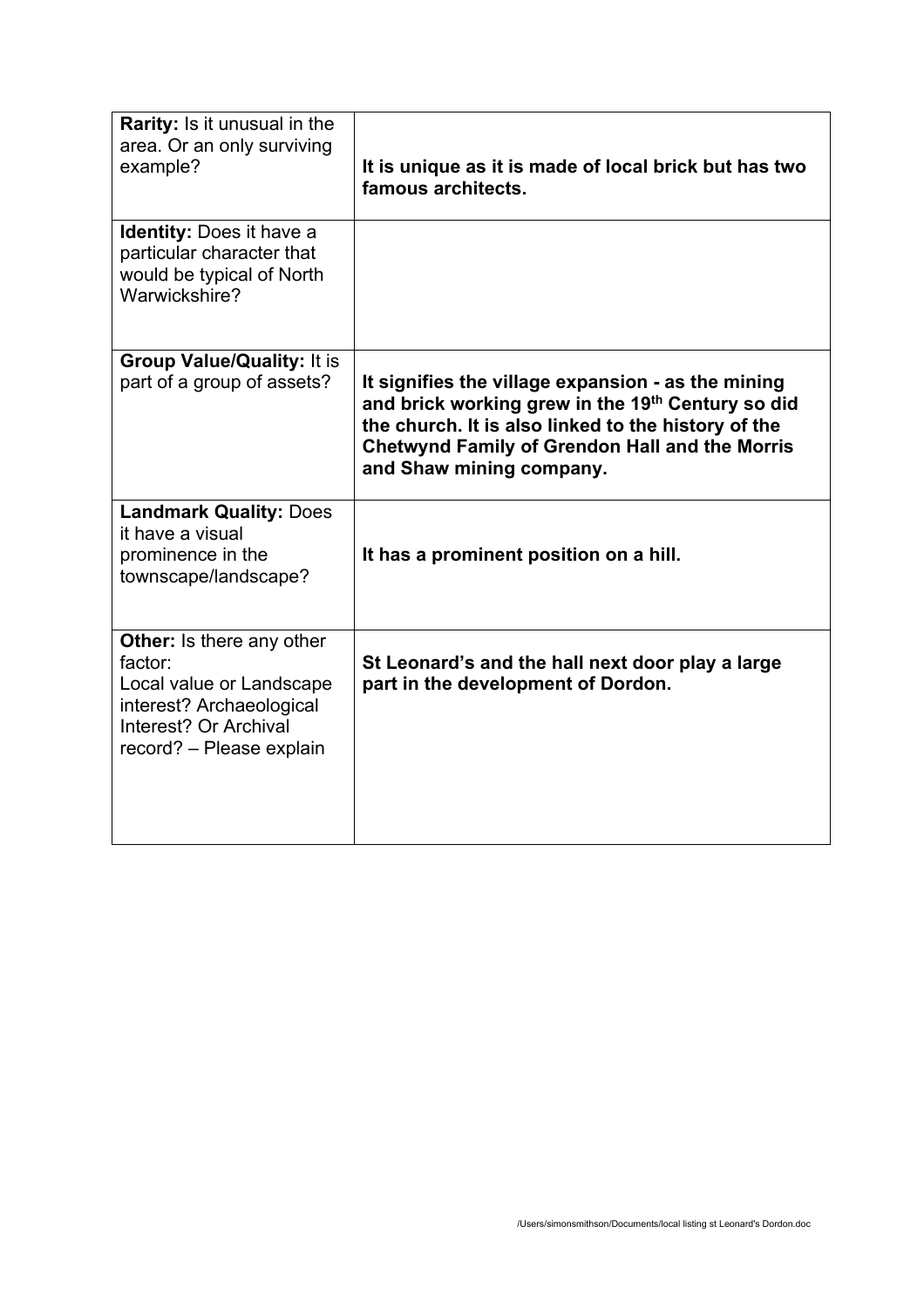| | |
|---|---|
| **Rarity:** Is it unusual in the area. Or an only surviving example? | **It is unique as it is made of local brick but has two famous architects.** |
| **Identity:** Does it have a particular character that would be typical of North Warwickshire? | |
| **Group Value/Quality:** It is part of a group of assets? | **It signifies the village expansion - as the mining and brick working grew in the 19th Century so did the church. It is also linked to the history of the Chetwynd Family of Grendon Hall and the Morris and Shaw mining company.** |
| **Landmark Quality:** Does it have a visual prominence in the townscape/landscape? | **It has a prominent position on a hill.** |
| **Other:** Is there any other factor: Local value or Landscape interest? Archaeological Interest? Or Archival record? – Please explain | **St Leonard's and the hall next door play a large part in the development of Dordon.** |